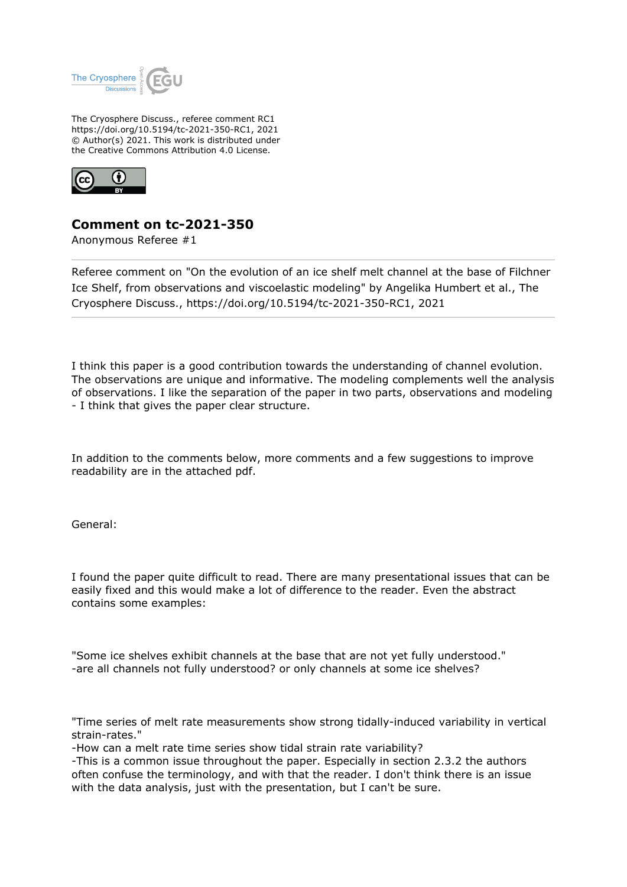The Cryosphere Discuss., referee comment RC1
https://doi.org/10.5194/tc-2021-350-RC1, 2021
© Author(s) 2021. This work is distributed under
the Creative Commons Attribution 4.0 License.

## Comment on tc-2021-350

Anonymous Referee #1

---

Referee comment on "On the evolution of an ice shelf melt channel at the base of Filchner Ice Shelf, from observations and viscoelastic modeling" by Angelika Humbert et al., The Cryosphere Discuss., https://doi.org/10.5194/tc-2021-350-RC1, 2021

---

I think this paper is a good contribution towards the understanding of channel evolution. The observations are unique and informative. The modeling complements well the analysis of observations. I like the separation of the paper in two parts, observations and modeling - I think that gives the paper clear structure.

In addition to the comments below, more comments and a few suggestions to improve readability are in the attached pdf.

General:

I found the paper quite difficult to read. There are many presentational issues that can be easily fixed and this would make a lot of difference to the reader. Even the abstract contains some examples:

"Some ice shelves exhibit channels at the base that are not yet fully understood."
-are all channels not fully understood? or only channels at some ice shelves?

"Time series of melt rate measurements show strong tidally-induced variability in vertical strain-rates."
-How can a melt rate time series show tidal strain rate variability?
-This is a common issue throughout the paper. Especially in section 2.3.2 the authors often confuse the terminology, and with that the reader. I don't think there is an issue with the data analysis, just with the presentation, but I can't be sure.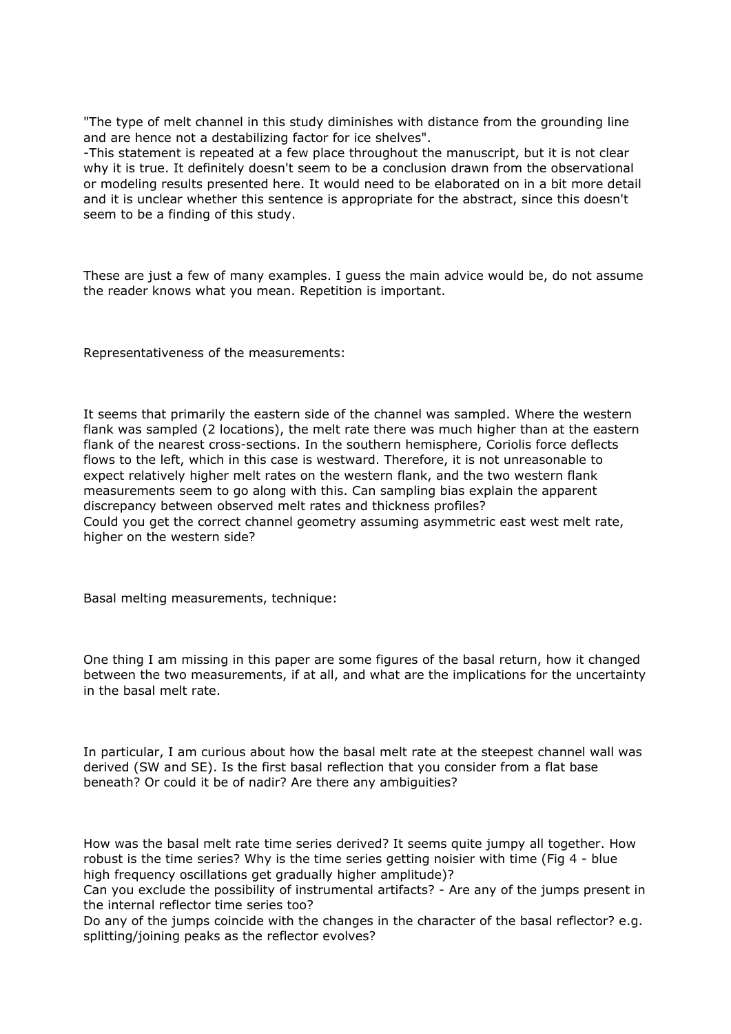"The type of melt channel in this study diminishes with distance from the grounding line and are hence not a destabilizing factor for ice shelves".

-This statement is repeated at a few place throughout the manuscript, but it is not clear why it is true. It definitely doesn't seem to be a conclusion drawn from the observational or modeling results presented here. It would need to be elaborated on in a bit more detail and it is unclear whether this sentence is appropriate for the abstract, since this doesn't seem to be a finding of this study.

These are just a few of many examples. I guess the main advice would be, do not assume the reader knows what you mean. Repetition is important.

Representativeness of the measurements:

It seems that primarily the eastern side of the channel was sampled. Where the western flank was sampled (2 locations), the melt rate there was much higher than at the eastern flank of the nearest cross-sections. In the southern hemisphere, Coriolis force deflects flows to the left, which in this case is westward. Therefore, it is not unreasonable to expect relatively higher melt rates on the western flank, and the two western flank measurements seem to go along with this. Can sampling bias explain the apparent discrepancy between observed melt rates and thickness profiles?
Could you get the correct channel geometry assuming asymmetric east west melt rate, higher on the western side?

Basal melting measurements, technique:

One thing I am missing in this paper are some figures of the basal return, how it changed between the two measurements, if at all, and what are the implications for the uncertainty in the basal melt rate.

In particular, I am curious about how the basal melt rate at the steepest channel wall was derived (SW and SE). Is the first basal reflection that you consider from a flat base beneath? Or could it be of nadir? Are there any ambiguities?

How was the basal melt rate time series derived? It seems quite jumpy all together. How robust is the time series? Why is the time series getting noisier with time (Fig 4 - blue high frequency oscillations get gradually higher amplitude)?
Can you exclude the possibility of instrumental artifacts? - Are any of the jumps present in the internal reflector time series too?
Do any of the jumps coincide with the changes in the character of the basal reflector? e.g. splitting/joining peaks as the reflector evolves?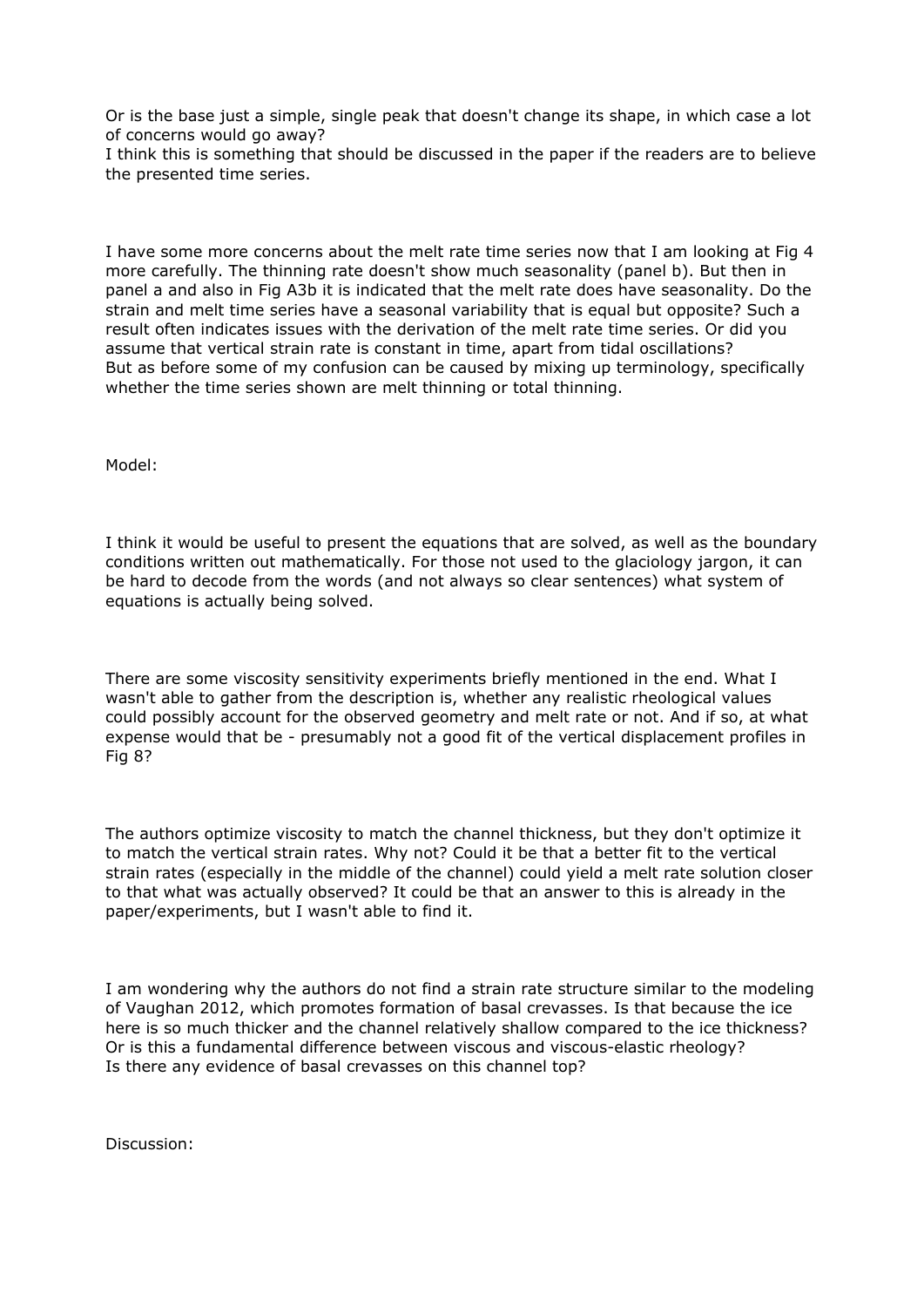Or is the base just a simple, single peak that doesn't change its shape, in which case a lot of concerns would go away?
I think this is something that should be discussed in the paper if the readers are to believe the presented time series.

I have some more concerns about the melt rate time series now that I am looking at Fig 4 more carefully. The thinning rate doesn't show much seasonality (panel b). But then in panel a and also in Fig A3b it is indicated that the melt rate does have seasonality. Do the strain and melt time series have a seasonal variability that is equal but opposite? Such a result often indicates issues with the derivation of the melt rate time series. Or did you assume that vertical strain rate is constant in time, apart from tidal oscillations?
But as before some of my confusion can be caused by mixing up terminology, specifically whether the time series shown are melt thinning or total thinning.

Model:

I think it would be useful to present the equations that are solved, as well as the boundary conditions written out mathematically. For those not used to the glaciology jargon, it can be hard to decode from the words (and not always so clear sentences) what system of equations is actually being solved.

There are some viscosity sensitivity experiments briefly mentioned in the end. What I wasn't able to gather from the description is, whether any realistic rheological values could possibly account for the observed geometry and melt rate or not. And if so, at what expense would that be - presumably not a good fit of the vertical displacement profiles in Fig 8?

The authors optimize viscosity to match the channel thickness, but they don't optimize it to match the vertical strain rates. Why not? Could it be that a better fit to the vertical strain rates (especially in the middle of the channel) could yield a melt rate solution closer to that what was actually observed? It could be that an answer to this is already in the paper/experiments, but I wasn't able to find it.

I am wondering why the authors do not find a strain rate structure similar to the modeling of Vaughan 2012, which promotes formation of basal crevasses. Is that because the ice here is so much thicker and the channel relatively shallow compared to the ice thickness? Or is this a fundamental difference between viscous and viscous-elastic rheology?
Is there any evidence of basal crevasses on this channel top?

Discussion: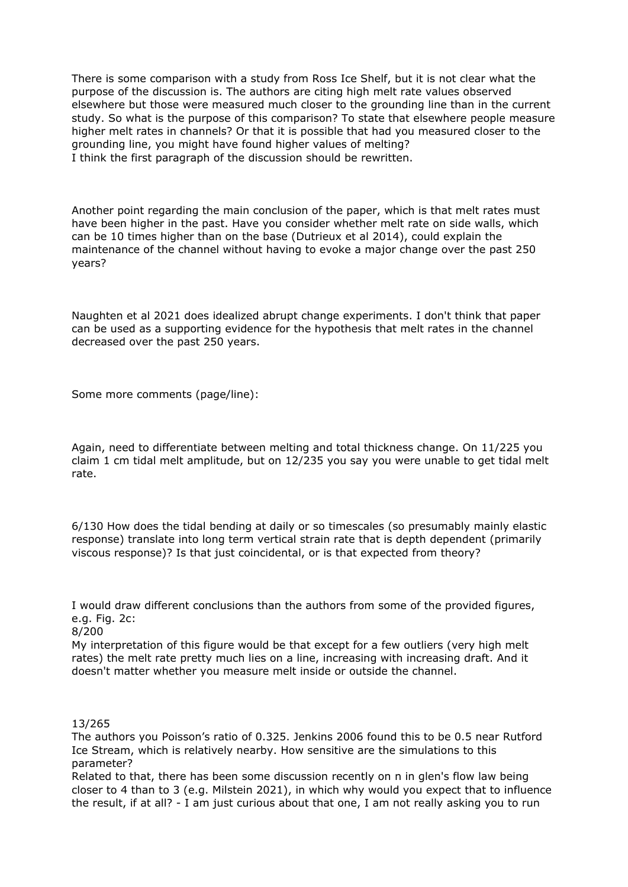There is some comparison with a study from Ross Ice Shelf, but it is not clear what the purpose of the discussion is. The authors are citing high melt rate values observed elsewhere but those were measured much closer to the grounding line than in the current study. So what is the purpose of this comparison? To state that elsewhere people measure higher melt rates in channels? Or that it is possible that had you measured closer to the grounding line, you might have found higher values of melting?
I think the first paragraph of the discussion should be rewritten.

Another point regarding the main conclusion of the paper, which is that melt rates must have been higher in the past. Have you consider whether melt rate on side walls, which can be 10 times higher than on the base (Dutrieux et al 2014), could explain the maintenance of the channel without having to evoke a major change over the past 250 years?

Naughten et al 2021 does idealized abrupt change experiments. I don't think that paper can be used as a supporting evidence for the hypothesis that melt rates in the channel decreased over the past 250 years.

Some more comments (page/line):

Again, need to differentiate between melting and total thickness change. On 11/225 you claim 1 cm tidal melt amplitude, but on 12/235 you say you were unable to get tidal melt rate.

6/130 How does the tidal bending at daily or so timescales (so presumably mainly elastic response) translate into long term vertical strain rate that is depth dependent (primarily viscous response)? Is that just coincidental, or is that expected from theory?

I would draw different conclusions than the authors from some of the provided figures, e.g. Fig. 2c:
8/200
My interpretation of this figure would be that except for a few outliers (very high melt rates) the melt rate pretty much lies on a line, increasing with increasing draft. And it doesn't matter whether you measure melt inside or outside the channel.

13/265
The authors you Poisson's ratio of 0.325. Jenkins 2006 found this to be 0.5 near Rutford Ice Stream, which is relatively nearby. How sensitive are the simulations to this parameter?
Related to that, there has been some discussion recently on n in glen's flow law being closer to 4 than to 3 (e.g. Milstein 2021), in which why would you expect that to influence the result, if at all? - I am just curious about that one, I am not really asking you to run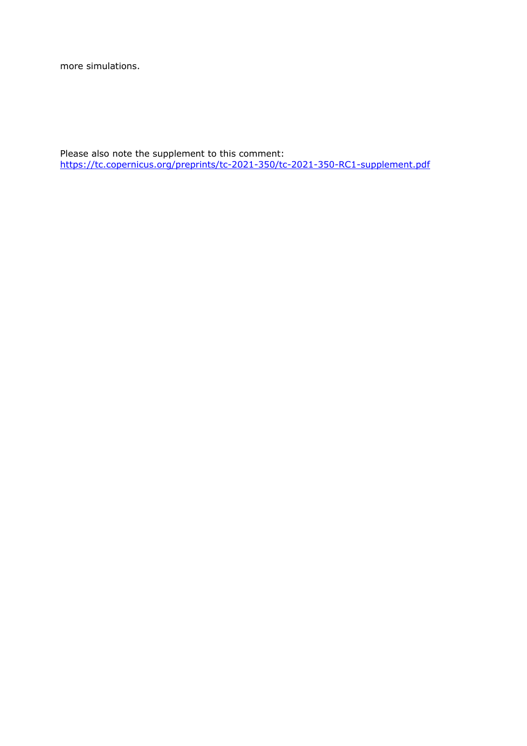more simulations.

Please also note the supplement to this comment:
[https://tc.copernicus.org/preprints/tc-2021-350/tc-2021-350-RC1-supplement.pdf](https://tc.copernicus.org/preprints/tc-2021-350/tc-2021-350-RC1-supplement.pdf)